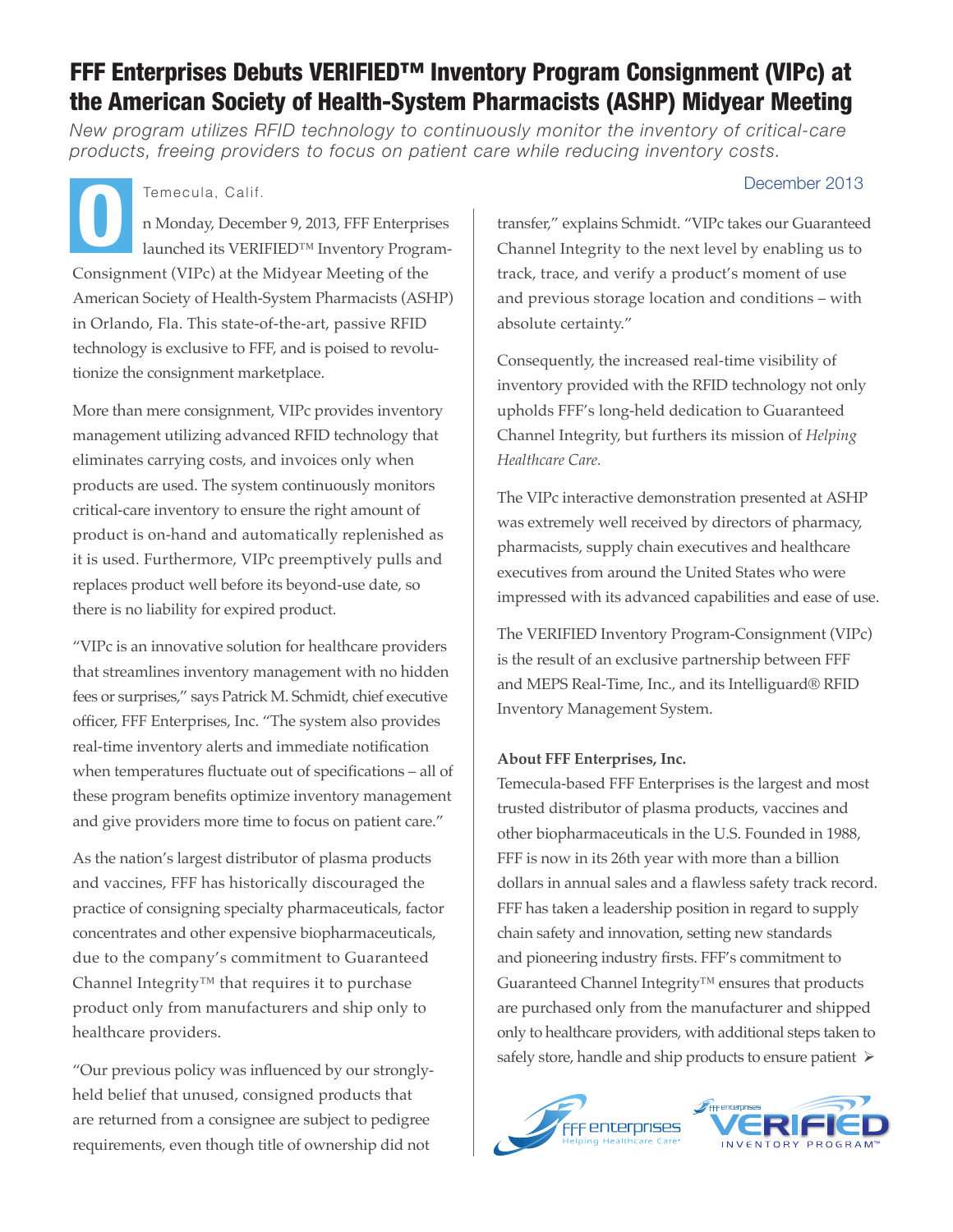# FFF Enterprises Debuts VERIFIED™ Inventory Program Consignment (VIPc) at the American Society of Health-System Pharmacists (ASHP) Midyear Meeting

*New program utilizes RFID technology to continuously monitor the inventory of critical-care products, freeing providers to focus on patient care while reducing inventory costs.*

December 2013

Temecula, Calif.

On Monday, December 9, 2013, FFF Enterprises launched its VERIFIED™ Inventory Program-Consignment (VIPc) at the Midyear Meeting of the American Society of Health-System Pharmacists (ASHP) in Orlando, Fla. This state-of-the-art, passive RFID technology is exclusive to FFF, and is poised to revolutionize the consignment marketplace.

More than mere consignment, VIPc provides inventory management utilizing advanced RFID technology that eliminates carrying costs, and invoices only when products are used. The system continuously monitors critical-care inventory to ensure the right amount of product is on-hand and automatically replenished as it is used. Furthermore, VIPc preemptively pulls and replaces product well before its beyond-use date, so there is no liability for expired product.

"VIPc is an innovative solution for healthcare providers that streamlines inventory management with no hidden fees or surprises," says Patrick M. Schmidt, chief executive officer, FFF Enterprises, Inc. "The system also provides real-time inventory alerts and immediate notification when temperatures fluctuate out of specifications – all of these program benefits optimize inventory management and give providers more time to focus on patient care."

As the nation's largest distributor of plasma products and vaccines, FFF has historically discouraged the practice of consigning specialty pharmaceuticals, factor concentrates and other expensive biopharmaceuticals, due to the company's commitment to Guaranteed Channel Integrity™ that requires it to purchase product only from manufacturers and ship only to healthcare providers.

"Our previous policy was influenced by our strongly-held belief that unused, consigned products that are returned from a consignee are subject to pedigree requirements, even though title of ownership did not transfer," explains Schmidt. "VIPc takes our Guaranteed Channel Integrity to the next level by enabling us to track, trace, and verify a product's moment of use and previous storage location and conditions – with absolute certainty."

Consequently, the increased real-time visibility of inventory provided with the RFID technology not only upholds FFF's long-held dedication to Guaranteed Channel Integrity, but furthers its mission of *Helping Healthcare Care.*

The VIPc interactive demonstration presented at ASHP was extremely well received by directors of pharmacy, pharmacists, supply chain executives and healthcare executives from around the United States who were impressed with its advanced capabilities and ease of use.

The VERIFIED Inventory Program-Consignment (VIPc) is the result of an exclusive partnership between FFF and MEPS Real-Time, Inc., and its Intelliguard® RFID Inventory Management System.

**About FFF Enterprises, Inc.**

Temecula-based FFF Enterprises is the largest and most trusted distributor of plasma products, vaccines and other biopharmaceuticals in the U.S. Founded in 1988, FFF is now in its 26th year with more than a billion dollars in annual sales and a flawless safety track record. FFF has taken a leadership position in regard to supply chain safety and innovation, setting new standards and pioneering industry firsts. FFF's commitment to Guaranteed Channel Integrity™ ensures that products are purchased only from the manufacturer and shipped only to healthcare providers, with additional steps taken to safely store, handle and ship products to ensure patient ➢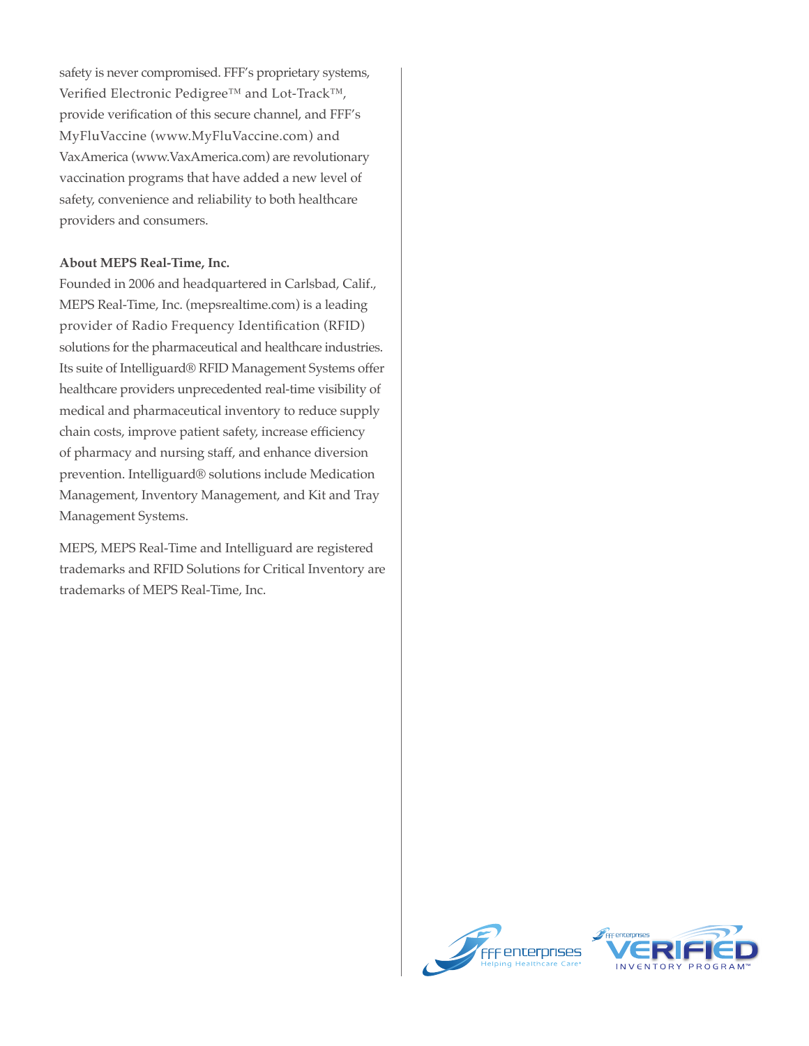safety is never compromised. FFF's proprietary systems, Verified Electronic Pedigree™ and Lot-Track™, provide verification of this secure channel, and FFF's MyFluVaccine (www.MyFluVaccine.com) and VaxAmerica (www.VaxAmerica.com) are revolutionary vaccination programs that have added a new level of safety, convenience and reliability to both healthcare providers and consumers.

**About MEPS Real-Time, Inc.**

Founded in 2006 and headquartered in Carlsbad, Calif., MEPS Real-Time, Inc. (mepsrealtime.com) is a leading provider of Radio Frequency Identification (RFID) solutions for the pharmaceutical and healthcare industries. Its suite of Intelliguard® RFID Management Systems offer healthcare providers unprecedented real-time visibility of medical and pharmaceutical inventory to reduce supply chain costs, improve patient safety, increase efficiency of pharmacy and nursing staff, and enhance diversion prevention. Intelliguard® solutions include Medication Management, Inventory Management, and Kit and Tray Management Systems.

MEPS, MEPS Real-Time and Intelliguard are registered trademarks and RFID Solutions for Critical Inventory are trademarks of MEPS Real-Time, Inc.

FFF enterprises
Helping Healthcare Care®

FFF enterprises
VERIFIED
INVENTORY PROGRAM™